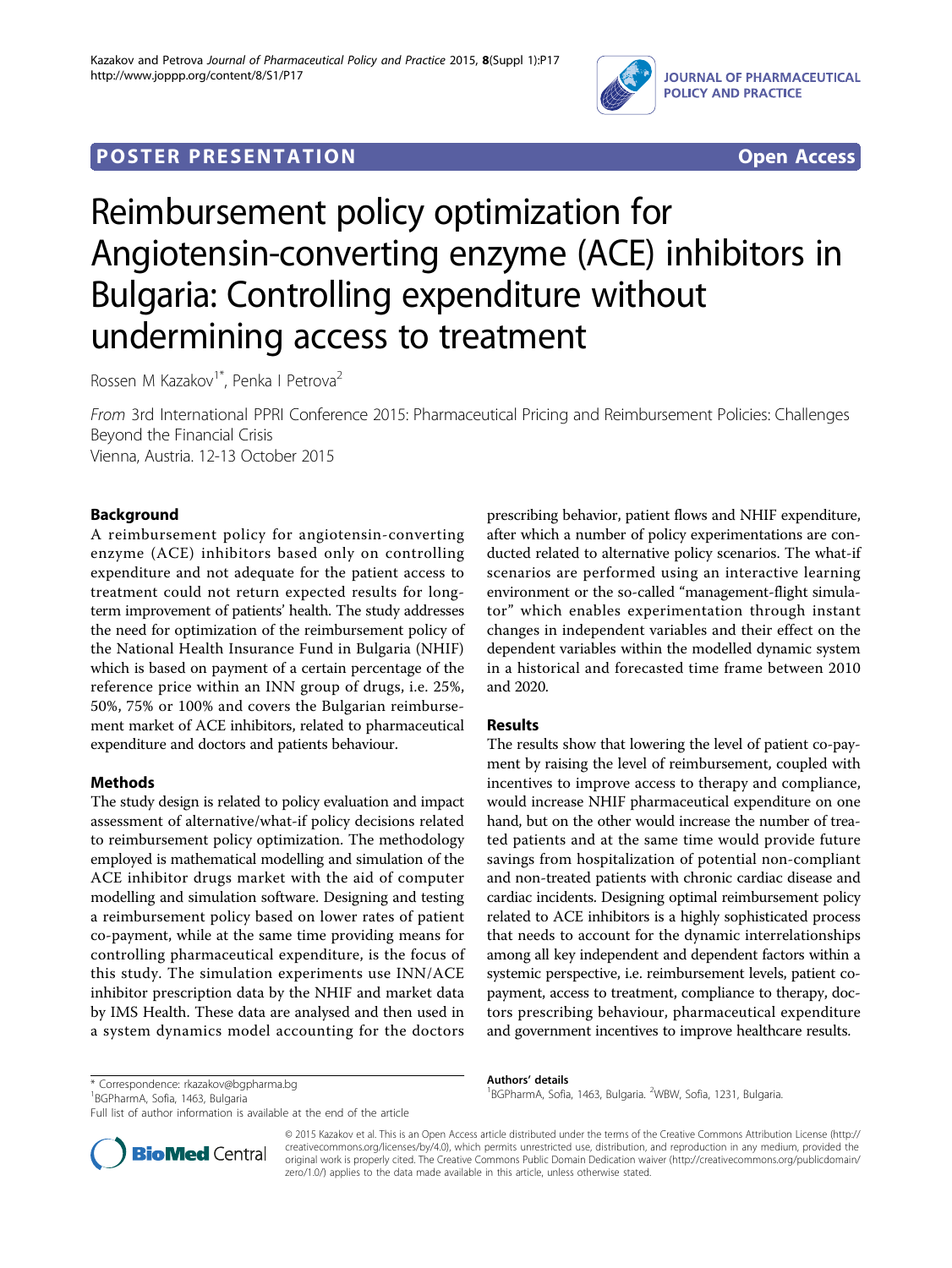POSTER PRESENTATION

Open Access

# Reimbursement policy optimization for Angiotensin-converting enzyme (ACE) inhibitors in Bulgaria: Controlling expenditure without undermining access to treatment

Rossen M Kazakov[1*], Penka I Petrova[2]

*From* 3rd International PPRI Conference 2015: Pharmaceutical Pricing and Reimbursement Policies: Challenges Beyond the Financial Crisis
Vienna, Austria. 12-13 October 2015

## Background

A reimbursement policy for angiotensin-converting enzyme (ACE) inhibitors based only on controlling expenditure and not adequate for the patient access to treatment could not return expected results for long-term improvement of patients' health. The study addresses the need for optimization of the reimbursement policy of the National Health Insurance Fund in Bulgaria (NHIF) which is based on payment of a certain percentage of the reference price within an INN group of drugs, i.e. 25%, 50%, 75% or 100% and covers the Bulgarian reimbursement market of ACE inhibitors, related to pharmaceutical expenditure and doctors and patients behaviour.

## Methods

The study design is related to policy evaluation and impact assessment of alternative/what-if policy decisions related to reimbursement policy optimization. The methodology employed is mathematical modelling and simulation of the ACE inhibitor drugs market with the aid of computer modelling and simulation software. Designing and testing a reimbursement policy based on lower rates of patient co-payment, while at the same time providing means for controlling pharmaceutical expenditure, is the focus of this study. The simulation experiments use INN/ACE inhibitor prescription data by the NHIF and market data by IMS Health. These data are analysed and then used in a system dynamics model accounting for the doctors prescribing behavior, patient flows and NHIF expenditure, after which a number of policy experimentations are conducted related to alternative policy scenarios. The what-if scenarios are performed using an interactive learning environment or the so-called "management-flight simulator" which enables experimentation through instant changes in independent variables and their effect on the dependent variables within the modelled dynamic system in a historical and forecasted time frame between 2010 and 2020.

## Results

The results show that lowering the level of patient co-payment by raising the level of reimbursement, coupled with incentives to improve access to therapy and compliance, would increase NHIF pharmaceutical expenditure on one hand, but on the other would increase the number of treated patients and at the same time would provide future savings from hospitalization of potential non-compliant and non-treated patients with chronic cardiac disease and cardiac incidents. Designing optimal reimbursement policy related to ACE inhibitors is a highly sophisticated process that needs to account for the dynamic interrelationships among all key independent and dependent factors within a systemic perspective, i.e. reimbursement levels, patient co-payment, access to treatment, compliance to therapy, doctors prescribing behaviour, pharmaceutical expenditure and government incentives to improve healthcare results.

### Authors' details

[1]BGPharmA, Sofia, 1463, Bulgaria. [2]WBW, Sofia, 1231, Bulgaria.

\* Correspondence: rkazakov@bgpharma.bg
[1]BGPharmA, Sofia, 1463, Bulgaria
Full list of author information is available at the end of the article

© 2015 Kazakov et al. This is an Open Access article distributed under the terms of the Creative Commons Attribution License (http://creativecommons.org/licenses/by/4.0), which permits unrestricted use, distribution, and reproduction in any medium, provided the original work is properly cited. The Creative Commons Public Domain Dedication waiver (http://creativecommons.org/publicdomain/zero/1.0/) applies to the data made available in this article, unless otherwise stated.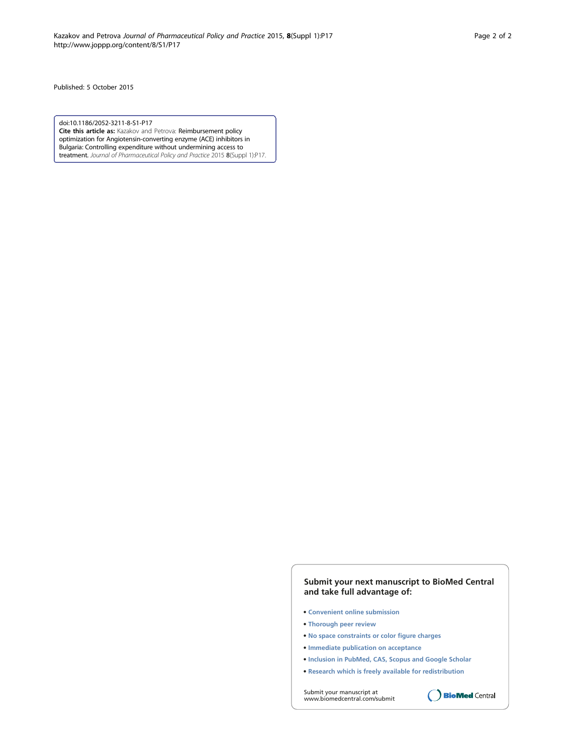Published: 5 October 2015

doi:10.1186/2052-3211-8-S1-P17
**Cite this article as:** Kazakov and Petrova: Reimbursement policy optimization for Angiotensin-converting enzyme (ACE) inhibitors in Bulgaria: Controlling expenditure without undermining access to treatment. *Journal of Pharmaceutical Policy and Practice* 2015 **8**(Suppl 1):P17.

**Submit your next manuscript to BioMed Central and take full advantage of:**

- **Convenient online submission**
- **Thorough peer review**
- **No space constraints or color figure charges**
- **Immediate publication on acceptance**
- **Inclusion in PubMed, CAS, Scopus and Google Scholar**
- **Research which is freely available for redistribution**

Submit your manuscript at
www.biomedcentral.com/submit

BioMed Central